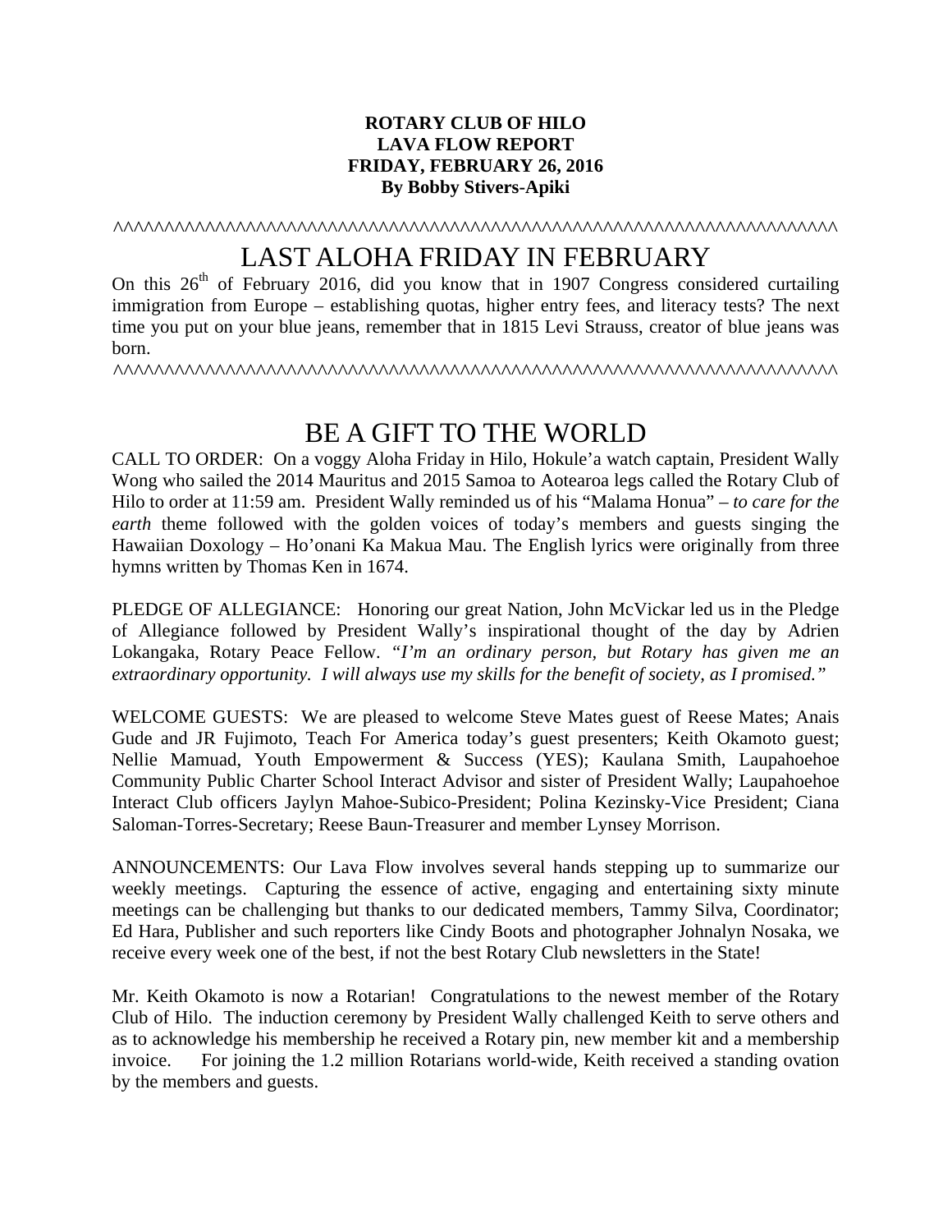**ROTARY CLUB OF HILO**
**LAVA FLOW REPORT**
**FRIDAY, FEBRUARY 26, 2016**
**By Bobby Stivers-Apiki**

^^^^^^^^^^^^^^^^^^^^^^^^^^^^^^^^^^^^^^^^^^^^^^^^^^^^^^^^^^^^^^^^^^^^^^^^^^^^^^^^^^^^^^^^^^^^

# LAST ALOHA FRIDAY IN FEBRUARY

On this 26th of February 2016, did you know that in 1907 Congress considered curtailing immigration from Europe – establishing quotas, higher entry fees, and literacy tests? The next time you put on your blue jeans, remember that in 1815 Levi Strauss, creator of blue jeans was born.

^^^^^^^^^^^^^^^^^^^^^^^^^^^^^^^^^^^^^^^^^^^^^^^^^^^^^^^^^^^^^^^^^^^^^^^^^^^^^^^^^^^^^^^^^^^^^

# BE A GIFT TO THE WORLD

CALL TO ORDER: On a voggy Aloha Friday in Hilo, Hokule'a watch captain, President Wally Wong who sailed the 2014 Mauritus and 2015 Samoa to Aotearoa legs called the Rotary Club of Hilo to order at 11:59 am. President Wally reminded us of his "Malama Honua" – *to care for the earth* theme followed with the golden voices of today's members and guests singing the Hawaiian Doxology – Ho'onani Ka Makua Mau. The English lyrics were originally from three hymns written by Thomas Ken in 1674.

PLEDGE OF ALLEGIANCE: Honoring our great Nation, John McVickar led us in the Pledge of Allegiance followed by President Wally's inspirational thought of the day by Adrien Lokangaka, Rotary Peace Fellow. *"I'm an ordinary person, but Rotary has given me an extraordinary opportunity. I will always use my skills for the benefit of society, as I promised."*

WELCOME GUESTS: We are pleased to welcome Steve Mates guest of Reese Mates; Anais Gude and JR Fujimoto, Teach For America today's guest presenters; Keith Okamoto guest; Nellie Mamuad, Youth Empowerment & Success (YES); Kaulana Smith, Laupahoehoe Community Public Charter School Interact Advisor and sister of President Wally; Laupahoehoe Interact Club officers Jaylyn Mahoe-Subico-President; Polina Kezinsky-Vice President; Ciana Saloman-Torres-Secretary; Reese Baun-Treasurer and member Lynsey Morrison.

ANNOUNCEMENTS: Our Lava Flow involves several hands stepping up to summarize our weekly meetings. Capturing the essence of active, engaging and entertaining sixty minute meetings can be challenging but thanks to our dedicated members, Tammy Silva, Coordinator; Ed Hara, Publisher and such reporters like Cindy Boots and photographer Johnalyn Nosaka, we receive every week one of the best, if not the best Rotary Club newsletters in the State!

Mr. Keith Okamoto is now a Rotarian! Congratulations to the newest member of the Rotary Club of Hilo. The induction ceremony by President Wally challenged Keith to serve others and as to acknowledge his membership he received a Rotary pin, new member kit and a membership invoice. For joining the 1.2 million Rotarians world-wide, Keith received a standing ovation by the members and guests.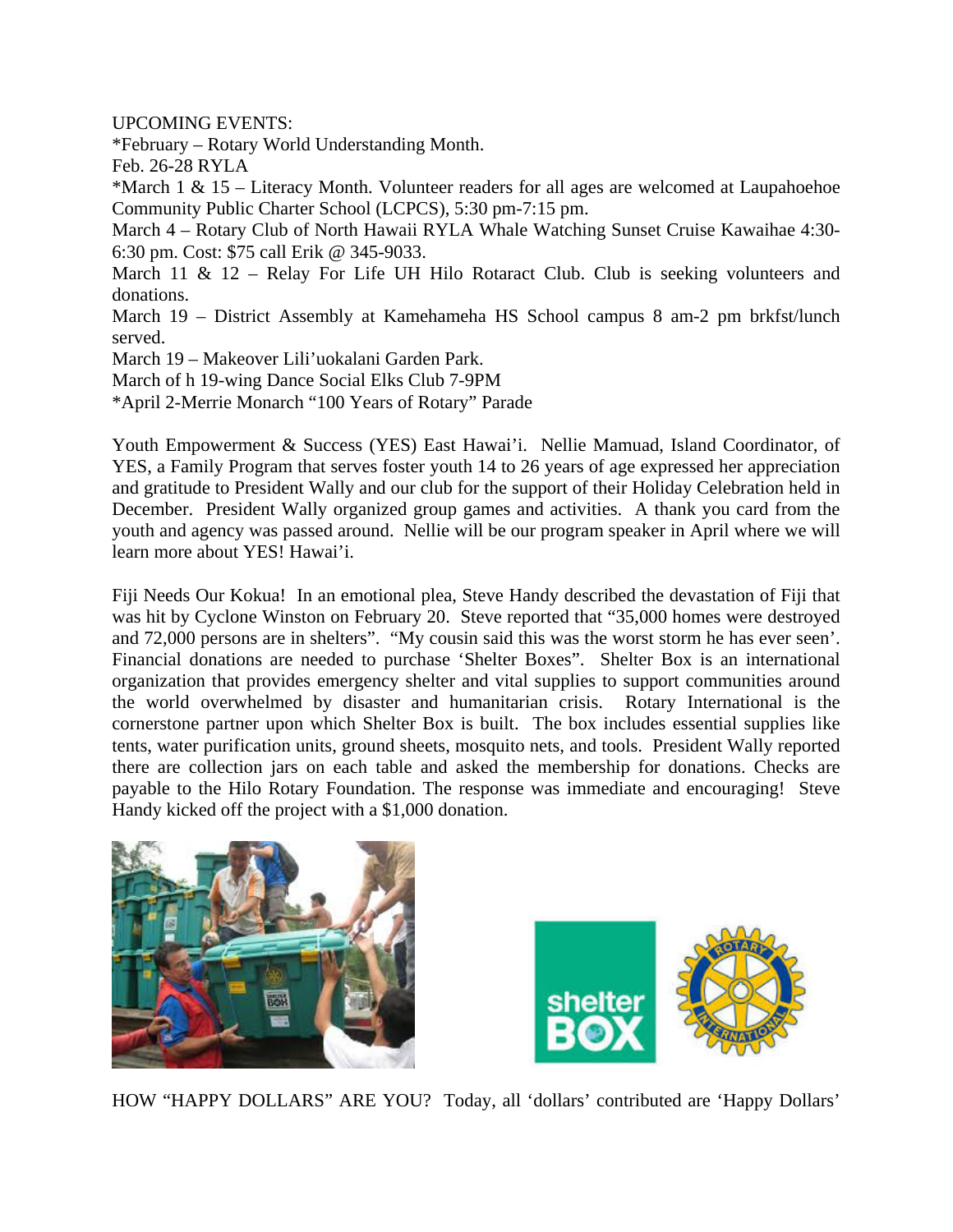UPCOMING EVENTS:

*February – Rotary World Understanding Month.

Feb. 26-28 RYLA

*March 1 & 15 – Literacy Month. Volunteer readers for all ages are welcomed at Laupahoehoe Community Public Charter School (LCPCS), 5:30 pm-7:15 pm.

March 4 – Rotary Club of North Hawaii RYLA Whale Watching Sunset Cruise Kawaihae 4:30-6:30 pm. Cost: $75 call Erik @ 345-9033.

March 11 & 12 – Relay For Life UH Hilo Rotaract Club. Club is seeking volunteers and donations.

March 19 – District Assembly at Kamehameha HS School campus 8 am-2 pm brkfst/lunch served.

March 19 – Makeover Lili'uokalani Garden Park.

March of h 19-wing Dance Social Elks Club 7-9PM

*April 2-Merrie Monarch "100 Years of Rotary" Parade

Youth Empowerment & Success (YES) East Hawai'i. Nellie Mamuad, Island Coordinator, of YES, a Family Program that serves foster youth 14 to 26 years of age expressed her appreciation and gratitude to President Wally and our club for the support of their Holiday Celebration held in December. President Wally organized group games and activities. A thank you card from the youth and agency was passed around. Nellie will be our program speaker in April where we will learn more about YES! Hawai'i.

Fiji Needs Our Kokua! In an emotional plea, Steve Handy described the devastation of Fiji that was hit by Cyclone Winston on February 20. Steve reported that "35,000 homes were destroyed and 72,000 persons are in shelters". "My cousin said this was the worst storm he has ever seen'. Financial donations are needed to purchase 'Shelter Boxes". Shelter Box is an international organization that provides emergency shelter and vital supplies to support communities around the world overwhelmed by disaster and humanitarian crisis. Rotary International is the cornerstone partner upon which Shelter Box is built. The box includes essential supplies like tents, water purification units, ground sheets, mosquito nets, and tools. President Wally reported there are collection jars on each table and asked the membership for donations. Checks are payable to the Hilo Rotary Foundation. The response was immediate and encouraging! Steve Handy kicked off the project with a $1,000 donation.

HOW "HAPPY DOLLARS" ARE YOU? Today, all 'dollars' contributed are 'Happy Dollars'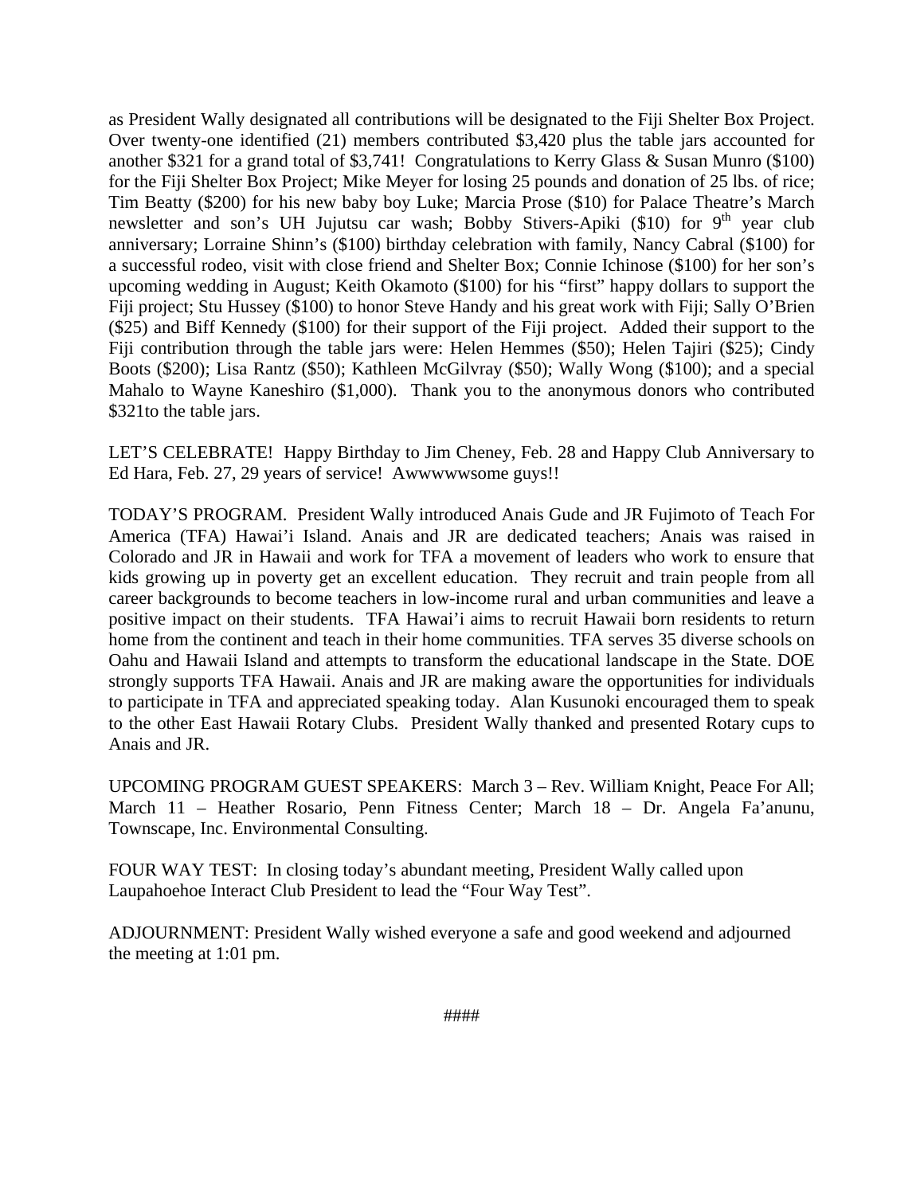as President Wally designated all contributions will be designated to the Fiji Shelter Box Project. Over twenty-one identified (21) members contributed $3,420 plus the table jars accounted for another $321 for a grand total of $3,741! Congratulations to Kerry Glass & Susan Munro ($100) for the Fiji Shelter Box Project; Mike Meyer for losing 25 pounds and donation of 25 lbs. of rice; Tim Beatty ($200) for his new baby boy Luke; Marcia Prose ($10) for Palace Theatre's March newsletter and son's UH Jujutsu car wash; Bobby Stivers-Apiki ($10) for 9th year club anniversary; Lorraine Shinn's ($100) birthday celebration with family, Nancy Cabral ($100) for a successful rodeo, visit with close friend and Shelter Box; Connie Ichinose ($100) for her son's upcoming wedding in August; Keith Okamoto ($100) for his "first" happy dollars to support the Fiji project; Stu Hussey ($100) to honor Steve Handy and his great work with Fiji; Sally O'Brien ($25) and Biff Kennedy ($100) for their support of the Fiji project. Added their support to the Fiji contribution through the table jars were: Helen Hemmes ($50); Helen Tajiri ($25); Cindy Boots ($200); Lisa Rantz ($50); Kathleen McGilvray ($50); Wally Wong ($100); and a special Mahalo to Wayne Kaneshiro ($1,000). Thank you to the anonymous donors who contributed $321to the table jars.

LET'S CELEBRATE! Happy Birthday to Jim Cheney, Feb. 28 and Happy Club Anniversary to Ed Hara, Feb. 27, 29 years of service! Awwwwwsome guys!!

TODAY'S PROGRAM. President Wally introduced Anais Gude and JR Fujimoto of Teach For America (TFA) Hawai'i Island. Anais and JR are dedicated teachers; Anais was raised in Colorado and JR in Hawaii and work for TFA a movement of leaders who work to ensure that kids growing up in poverty get an excellent education. They recruit and train people from all career backgrounds to become teachers in low-income rural and urban communities and leave a positive impact on their students. TFA Hawai'i aims to recruit Hawaii born residents to return home from the continent and teach in their home communities. TFA serves 35 diverse schools on Oahu and Hawaii Island and attempts to transform the educational landscape in the State. DOE strongly supports TFA Hawaii. Anais and JR are making aware the opportunities for individuals to participate in TFA and appreciated speaking today. Alan Kusunoki encouraged them to speak to the other East Hawaii Rotary Clubs. President Wally thanked and presented Rotary cups to Anais and JR.

UPCOMING PROGRAM GUEST SPEAKERS: March 3 – Rev. William Knight, Peace For All; March 11 – Heather Rosario, Penn Fitness Center; March 18 – Dr. Angela Fa'anunu, Townscape, Inc. Environmental Consulting.

FOUR WAY TEST: In closing today's abundant meeting, President Wally called upon Laupahoehoe Interact Club President to lead the "Four Way Test".

ADJOURNMENT: President Wally wished everyone a safe and good weekend and adjourned the meeting at 1:01 pm.

####